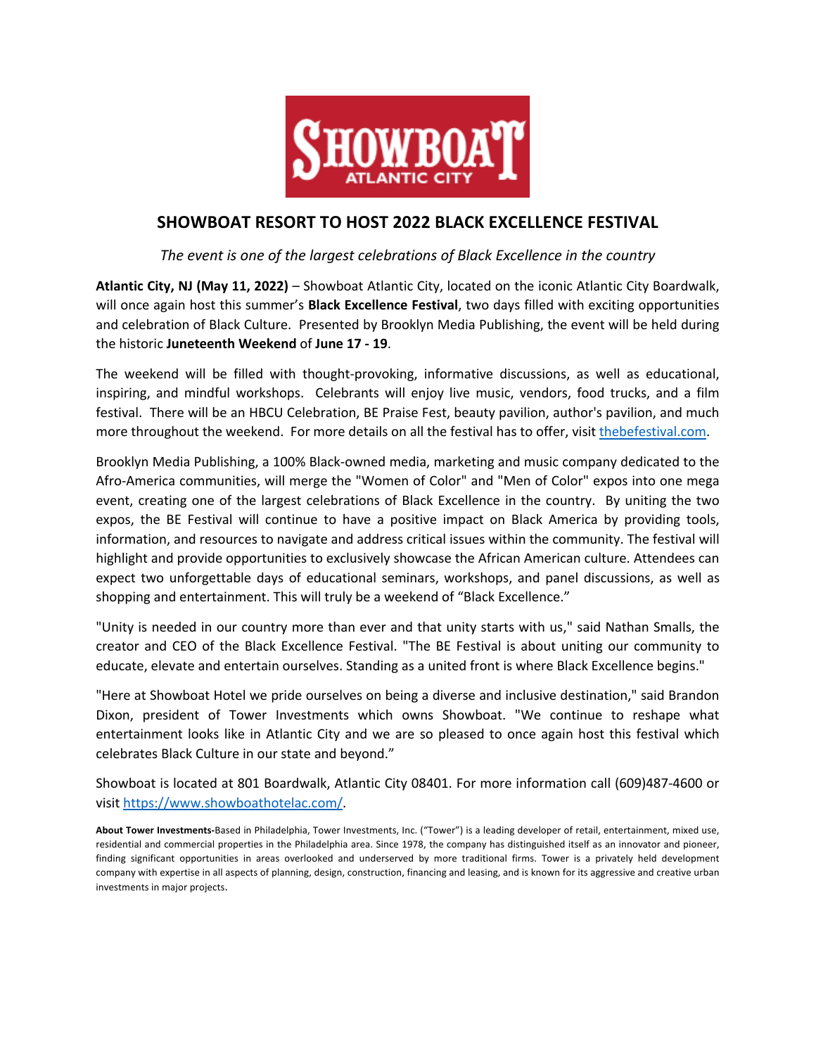# SHOWBOAT RESORT TO HOST 2022 BLACK EXCELLENCE FESTIVAL

*The event is one of the largest celebrations of Black Excellence in the country*

**Atlantic City, NJ (May 11, 2022)** – Showboat Atlantic City, located on the iconic Atlantic City Boardwalk, will once again host this summer's **Black Excellence Festival**, two days filled with exciting opportunities and celebration of Black Culture. Presented by Brooklyn Media Publishing, the event will be held during the historic **Juneteenth Weekend** of **June 17 - 19**.

The weekend will be filled with thought-provoking, informative discussions, as well as educational, inspiring, and mindful workshops. Celebrants will enjoy live music, vendors, food trucks, and a film festival. There will be an HBCU Celebration, BE Praise Fest, beauty pavilion, author's pavilion, and much more throughout the weekend. For more details on all the festival has to offer, visit thebefestival.com.

Brooklyn Media Publishing, a 100% Black-owned media, marketing and music company dedicated to the Afro-America communities, will merge the "Women of Color" and "Men of Color" expos into one mega event, creating one of the largest celebrations of Black Excellence in the country. By uniting the two expos, the BE Festival will continue to have a positive impact on Black America by providing tools, information, and resources to navigate and address critical issues within the community. The festival will highlight and provide opportunities to exclusively showcase the African American culture. Attendees can expect two unforgettable days of educational seminars, workshops, and panel discussions, as well as shopping and entertainment. This will truly be a weekend of "Black Excellence."

"Unity is needed in our country more than ever and that unity starts with us," said Nathan Smalls, the creator and CEO of the Black Excellence Festival. "The BE Festival is about uniting our community to educate, elevate and entertain ourselves. Standing as a united front is where Black Excellence begins."

"Here at Showboat Hotel we pride ourselves on being a diverse and inclusive destination," said Brandon Dixon, president of Tower Investments which owns Showboat. "We continue to reshape what entertainment looks like in Atlantic City and we are so pleased to once again host this festival which celebrates Black Culture in our state and beyond."

Showboat is located at 801 Boardwalk, Atlantic City 08401. For more information call (609)487-4600 or visit https://www.showboathotelac.com/.

**About Tower Investments-**Based in Philadelphia, Tower Investments, Inc. ("Tower") is a leading developer of retail, entertainment, mixed use, residential and commercial properties in the Philadelphia area. Since 1978, the company has distinguished itself as an innovator and pioneer, finding significant opportunities in areas overlooked and underserved by more traditional firms. Tower is a privately held development company with expertise in all aspects of planning, design, construction, financing and leasing, and is known for its aggressive and creative urban investments in major projects.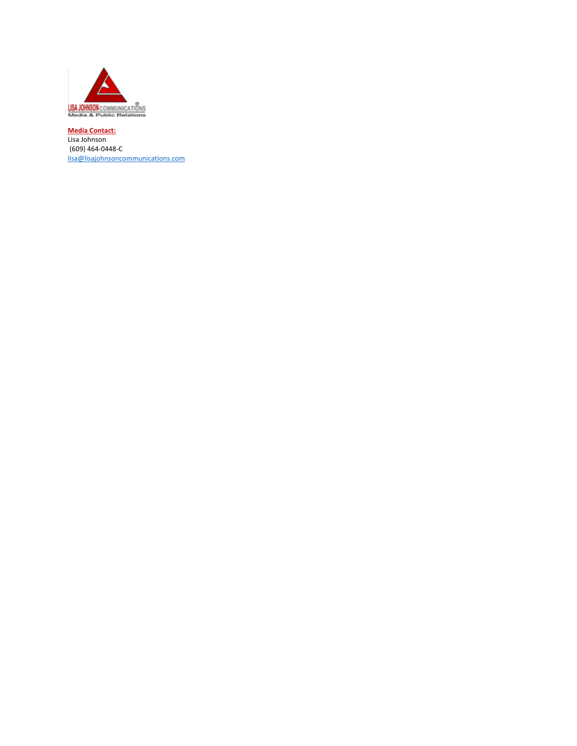LISA JOHNSON COMMUNICATIONS
Media & Public Relations

**Media Contact:**
Lisa Johnson
(609) 464-0448-C
lisa@lisajohnsoncommunications.com